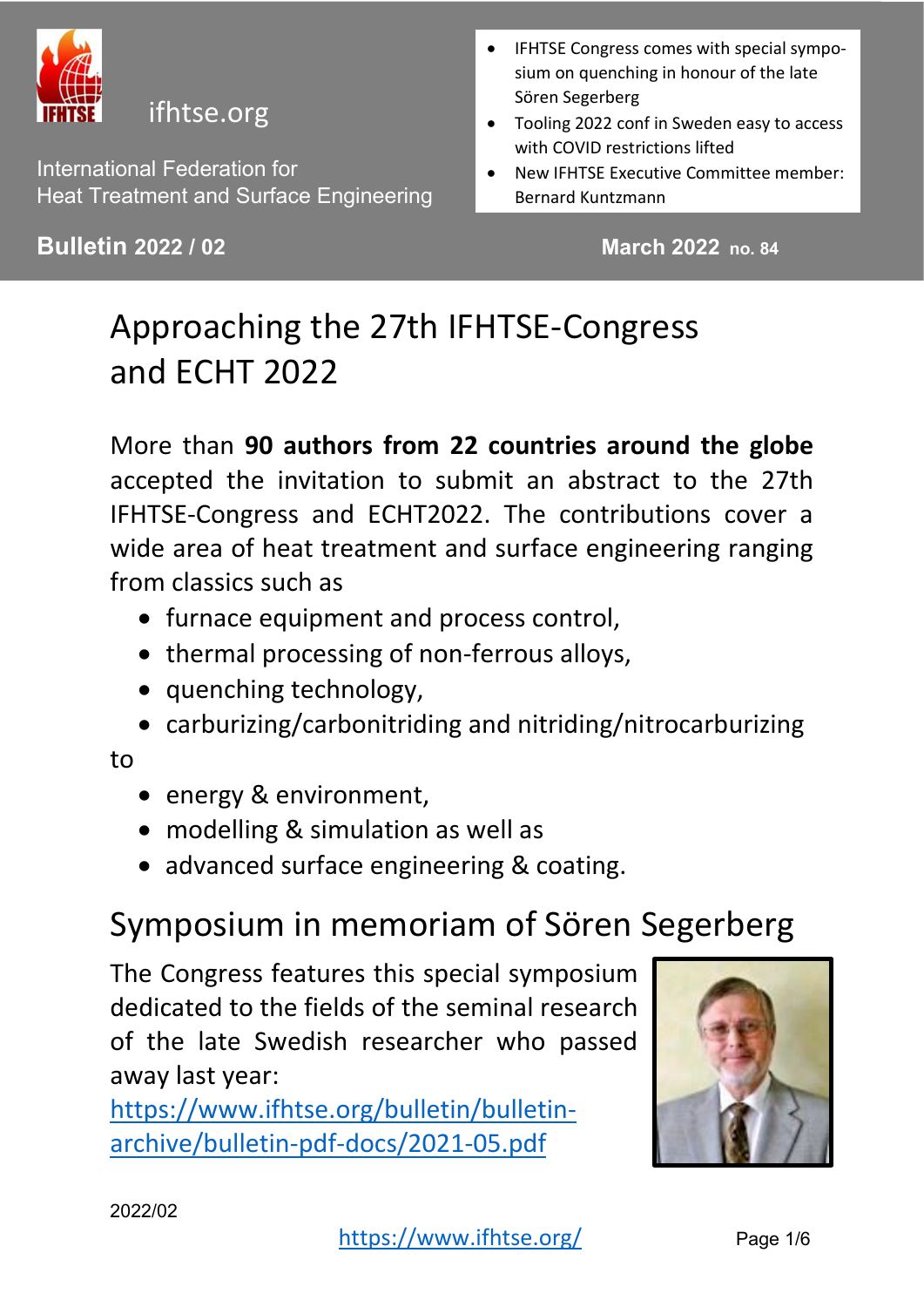ifhtse.org

International Federation for
Heat Treatment and Surface Engineering

- IFHTSE Congress comes with special symposium on quenching in honour of the late Sören Segerberg
- Tooling 2022 conf in Sweden easy to access with COVID restrictions lifted
- New IFHTSE Executive Committee member: Bernard Kuntzmann

**Bulletin 2022 / 02** **March 2022 no. 84**

# Approaching the 27th IFHTSE-Congress and ECHT 2022

More than **90 authors from 22 countries around the globe** accepted the invitation to submit an abstract to the 27th IFHTSE-Congress and ECHT2022. The contributions cover a wide area of heat treatment and surface engineering ranging from classics such as

- furnace equipment and process control,
- thermal processing of non-ferrous alloys,
- quenching technology,
- carburizing/carbonitriding and nitriding/nitrocarburizing

to

- energy & environment,
- modelling & simulation as well as
- advanced surface engineering & coating.

## Symposium in memoriam of Sören Segerberg

The Congress features this special symposium dedicated to the fields of the seminal research of the late Swedish researcher who passed away last year: https://www.ifhtse.org/bulletin/bulletin-archive/bulletin-pdf-docs/2021-05.pdf

2022/02

https://www.ifhtse.org/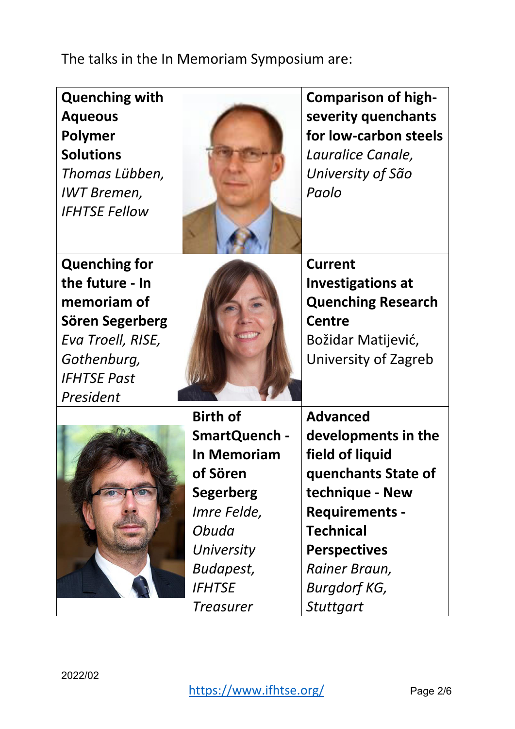The talks in the In Memoriam Symposium are:

| | | |
|---|---|---|
| **Quenching with Aqueous Polymer Solutions** *Thomas Lübben, IWT Bremen, IFHTSE Fellow* | | **Comparison of high-severity quenchants for low-carbon steels** *Lauralice Canale, University of São Paolo* |
| **Quenching for the future - In memoriam of Sören Segerberg** *Eva Troell, RISE, Gothenburg, IFHTSE Past President* | | **Current Investigations at Quenching Research Centre** Božidar Matijević, University of Zagreb |
| | **Birth of SmartQuench - In Memoriam of Sören Segerberg** *Imre Felde, Obuda University Budapest, IFHTSE Treasurer* | **Advanced developments in the field of liquid quenchants State of technique - New Requirements - Technical Perspectives** *Rainer Braun, Burgdorf KG, Stuttgart* |

2022/02

https://www.ifhtse.org/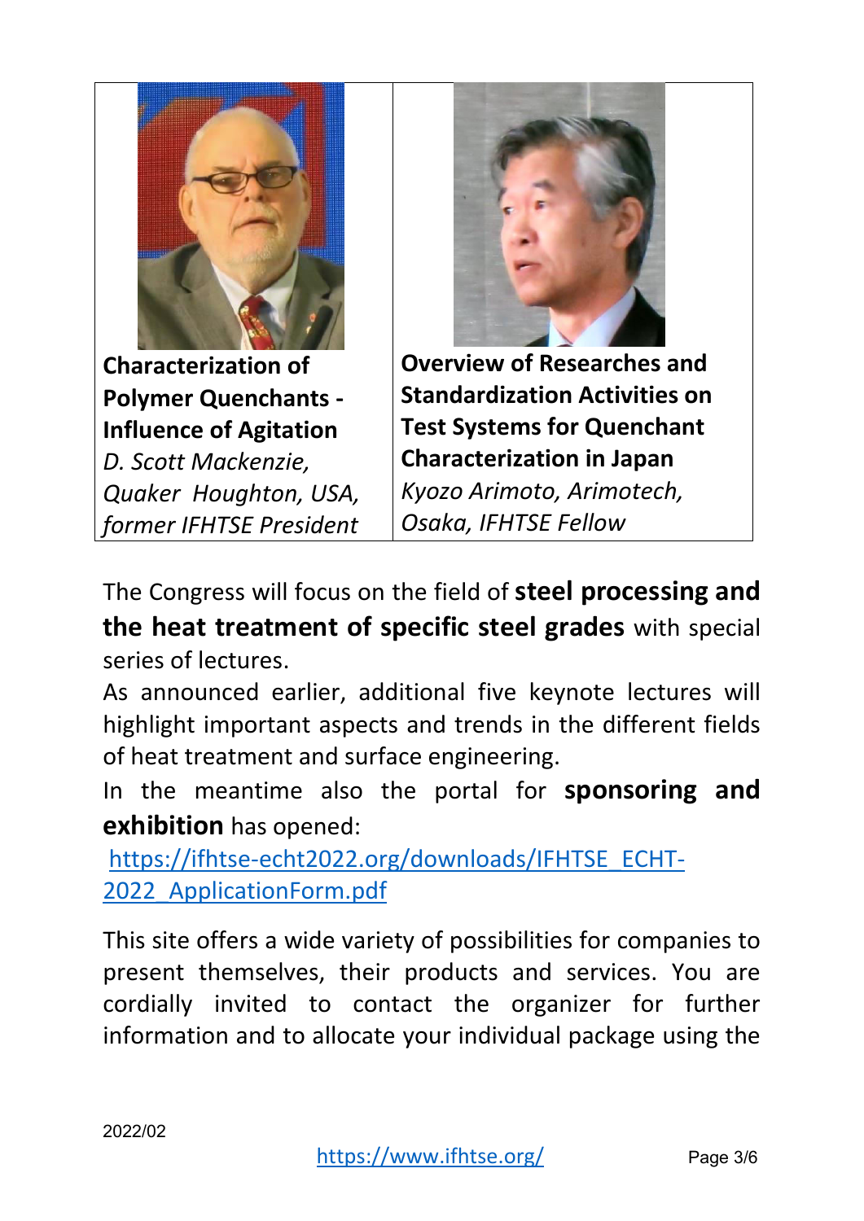| **Characterization of Polymer Quenchants - Influence of Agitation**<br>*D. Scott Mackenzie, Quaker Houghton, USA, former IFHTSE President* | **Overview of Researches and Standardization Activities on Test Systems for Quenchant Characterization in Japan**<br>*Kyozo Arimoto, Arimotech, Osaka, IFHTSE Fellow* |
| --- | --- |

The Congress will focus on the field of **steel processing and the heat treatment of specific steel grades** with special series of lectures.

As announced earlier, additional five keynote lectures will highlight important aspects and trends in the different fields of heat treatment and surface engineering.

In the meantime also the portal for **sponsoring and exhibition** has opened:

[https://ifhtse-echt2022.org/downloads/IFHTSE_ECHT-2022_ApplicationForm.pdf](https://ifhtse-echt2022.org/downloads/IFHTSE_ECHT-2022_ApplicationForm.pdf)

This site offers a wide variety of possibilities for companies to present themselves, their products and services. You are cordially invited to contact the organizer for further information and to allocate your individual package using the

2022/02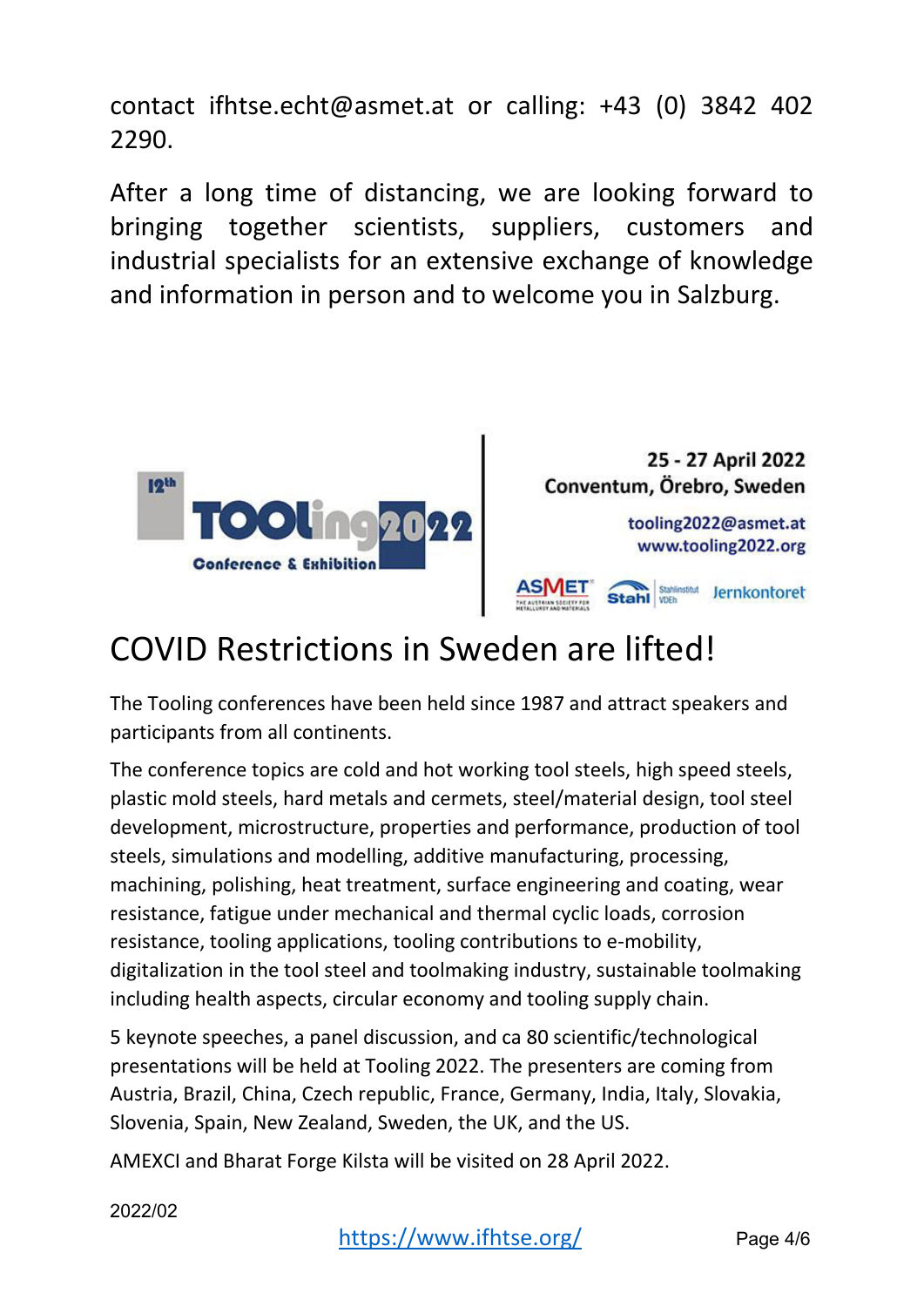contact ifhtse.echt@asmet.at or calling: +43 (0) 3842 402 2290.

After a long time of distancing, we are looking forward to bringing together scientists, suppliers, customers and industrial specialists for an extensive exchange of knowledge and information in person and to welcome you in Salzburg.

12th TOOLing2022 Conference & Exhibition

**25 - 27 April 2022**
**Conventum, Örebro, Sweden**

tooling2022@asmet.at
www.tooling2022.org

ASMET Stahl Stahlinstitut VDEh Jernkontoret

# COVID Restrictions in Sweden are lifted!

The Tooling conferences have been held since 1987 and attract speakers and participants from all continents.

The conference topics are cold and hot working tool steels, high speed steels, plastic mold steels, hard metals and cermets, steel/material design, tool steel development, microstructure, properties and performance, production of tool steels, simulations and modelling, additive manufacturing, processing, machining, polishing, heat treatment, surface engineering and coating, wear resistance, fatigue under mechanical and thermal cyclic loads, corrosion resistance, tooling applications, tooling contributions to e-mobility, digitalization in the tool steel and toolmaking industry, sustainable toolmaking including health aspects, circular economy and tooling supply chain.

5 keynote speeches, a panel discussion, and ca 80 scientific/technological presentations will be held at Tooling 2022. The presenters are coming from Austria, Brazil, China, Czech republic, France, Germany, India, Italy, Slovakia, Slovenia, Spain, New Zealand, Sweden, the UK, and the US.

AMEXCI and Bharat Forge Kilsta will be visited on 28 April 2022.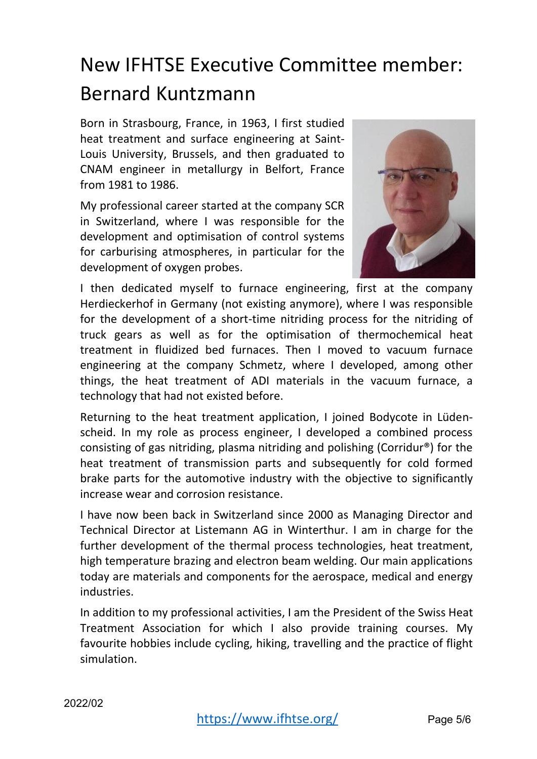# New IFHTSE Executive Committee member: Bernard Kuntzmann

Born in Strasbourg, France, in 1963, I first studied heat treatment and surface engineering at Saint-Louis University, Brussels, and then graduated to CNAM engineer in metallurgy in Belfort, France from 1981 to 1986.

My professional career started at the company SCR in Switzerland, where I was responsible for the development and optimisation of control systems for carburising atmospheres, in particular for the development of oxygen probes.

I then dedicated myself to furnace engineering, first at the company Herdieckerhof in Germany (not existing anymore), where I was responsible for the development of a short-time nitriding process for the nitriding of truck gears as well as for the optimisation of thermochemical heat treatment in fluidized bed furnaces. Then I moved to vacuum furnace engineering at the company Schmetz, where I developed, among other things, the heat treatment of ADI materials in the vacuum furnace, a technology that had not existed before.

Returning to the heat treatment application, I joined Bodycote in Lüdenscheid. In my role as process engineer, I developed a combined process consisting of gas nitriding, plasma nitriding and polishing (Corridur®) for the heat treatment of transmission parts and subsequently for cold formed brake parts for the automotive industry with the objective to significantly increase wear and corrosion resistance.

I have now been back in Switzerland since 2000 as Managing Director and Technical Director at Listemann AG in Winterthur. I am in charge for the further development of the thermal process technologies, heat treatment, high temperature brazing and electron beam welding. Our main applications today are materials and components for the aerospace, medical and energy industries.

In addition to my professional activities, I am the President of the Swiss Heat Treatment Association for which I also provide training courses. My favourite hobbies include cycling, hiking, travelling and the practice of flight simulation.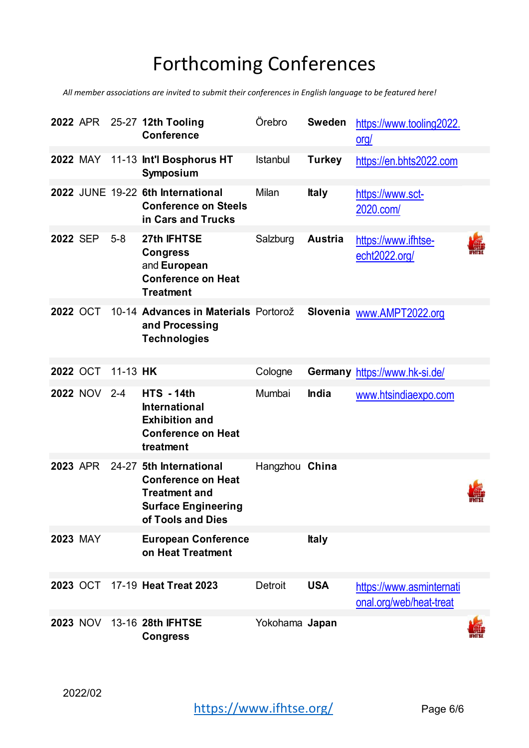# Forthcoming Conferences

*All member associations are invited to submit their conferences in English language to be featured here!*

| | | | | | | |
|---|---|---|---|---|---|---|
| **2022** | APR | 25-27 | **12th Tooling Conference** | Örebro | **Sweden** | https://www.tooling2022.org/ |
| **2022** | MAY | 11-13 | **Int'l Bosphorus HT Symposium** | Istanbul | **Turkey** | https://en.bhts2022.com |
| **2022** | JUNE | 19-22 | **6th International Conference on Steels in Cars and Trucks** | Milan | **Italy** | https://www.sct-2020.com/ |
| **2022** | SEP | 5-8 | **27th IFHTSE Congress** and **European Conference on Heat Treatment** | Salzburg | **Austria** | https://www.ifhtse-echt2022.org/ |
| **2022** | OCT | 10-14 | **Advances in Materials and Processing Technologies** | Portorož | **Slovenia** | www.AMPT2022.org |
| **2022** | OCT | 11-13 | **HK** | Cologne | **Germany** | https://www.hk-si.de/ |
| **2022** | NOV | 2-4 | **HTS - 14th International Exhibition and Conference on Heat treatment** | Mumbai | **India** | www.htsindiaexpo.com |
| **2023** | APR | 24-27 | **5th International Conference on Heat Treatment and Surface Engineering of Tools and Dies** | Hangzhou | **China** | |
| **2023** | MAY | | **European Conference on Heat Treatment** | | **Italy** | |
| **2023** | OCT | 17-19 | **Heat Treat 2023** | Detroit | **USA** | https://www.asminternational.org/web/heat-treat |
| **2023** | NOV | 13-16 | **28th IFHTSE Congress** | Yokohama | **Japan** | |

2022/02

https://www.ifhtse.org/